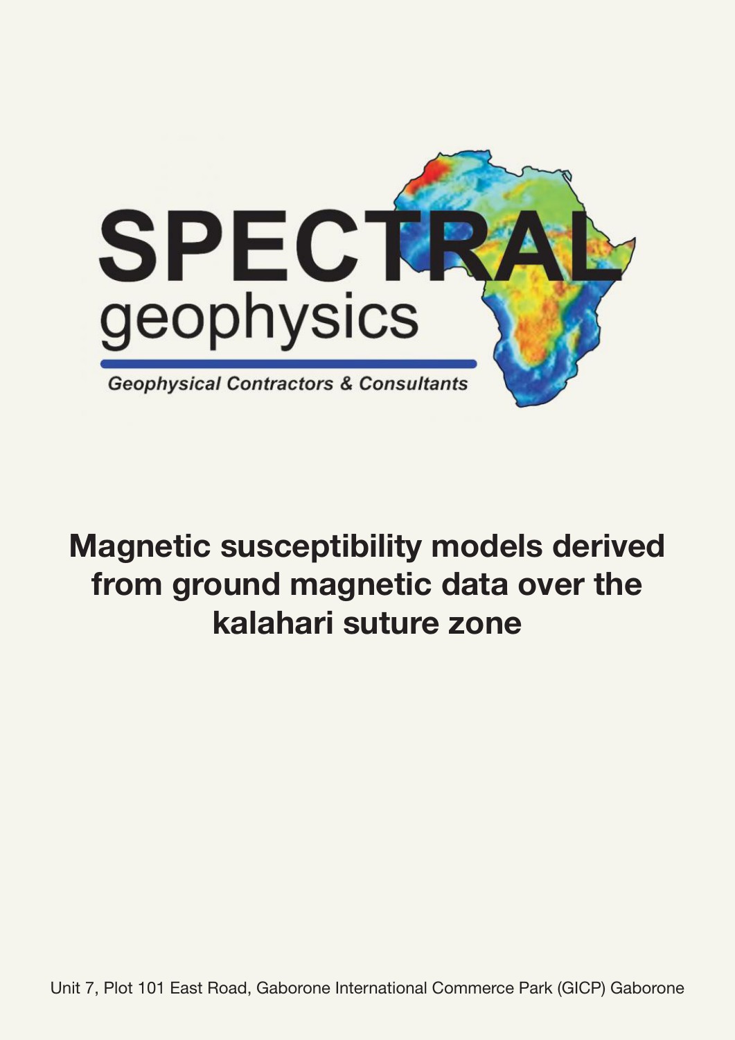SPECTRAL
geophysics

*Geophysical Contractors & Consultants*

# Magnetic susceptibility models derived from ground magnetic data over the kalahari suture zone

Unit 7, Plot 101 East Road, Gaborone International Commerce Park (GICP) Gaborone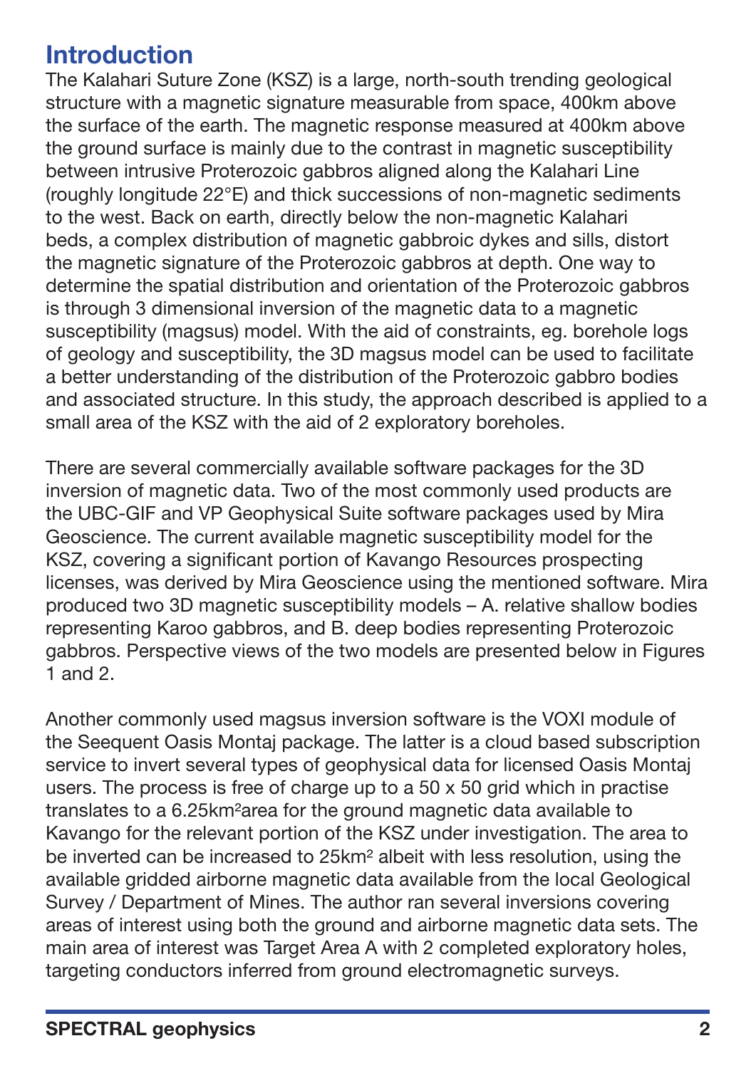## Introduction

The Kalahari Suture Zone (KSZ) is a large, north-south trending geological structure with a magnetic signature measurable from space, 400km above the surface of the earth. The magnetic response measured at 400km above the ground surface is mainly due to the contrast in magnetic susceptibility between intrusive Proterozoic gabbros aligned along the Kalahari Line (roughly longitude 22°E) and thick successions of non-magnetic sediments to the west. Back on earth, directly below the non-magnetic Kalahari beds, a complex distribution of magnetic gabbroic dykes and sills, distort the magnetic signature of the Proterozoic gabbros at depth. One way to determine the spatial distribution and orientation of the Proterozoic gabbros is through 3 dimensional inversion of the magnetic data to a magnetic susceptibility (magsus) model. With the aid of constraints, eg. borehole logs of geology and susceptibility, the 3D magsus model can be used to facilitate a better understanding of the distribution of the Proterozoic gabbro bodies and associated structure. In this study, the approach described is applied to a small area of the KSZ with the aid of 2 exploratory boreholes.

There are several commercially available software packages for the 3D inversion of magnetic data. Two of the most commonly used products are the UBC-GIF and VP Geophysical Suite software packages used by Mira Geoscience. The current available magnetic susceptibility model for the KSZ, covering a significant portion of Kavango Resources prospecting licenses, was derived by Mira Geoscience using the mentioned software. Mira produced two 3D magnetic susceptibility models – A. relative shallow bodies representing Karoo gabbros, and B. deep bodies representing Proterozoic gabbros. Perspective views of the two models are presented below in Figures 1 and 2.

Another commonly used magsus inversion software is the VOXI module of the Seequent Oasis Montaj package. The latter is a cloud based subscription service to invert several types of geophysical data for licensed Oasis Montaj users. The process is free of charge up to a 50 x 50 grid which in practise translates to a 6.25km$^2$area for the ground magnetic data available to Kavango for the relevant portion of the KSZ under investigation. The area to be inverted can be increased to 25km$^2$ albeit with less resolution, using the available gridded airborne magnetic data available from the local Geological Survey / Department of Mines. The author ran several inversions covering areas of interest using both the ground and airborne magnetic data sets. The main area of interest was Target Area A with 2 completed exploratory holes, targeting conductors inferred from ground electromagnetic surveys.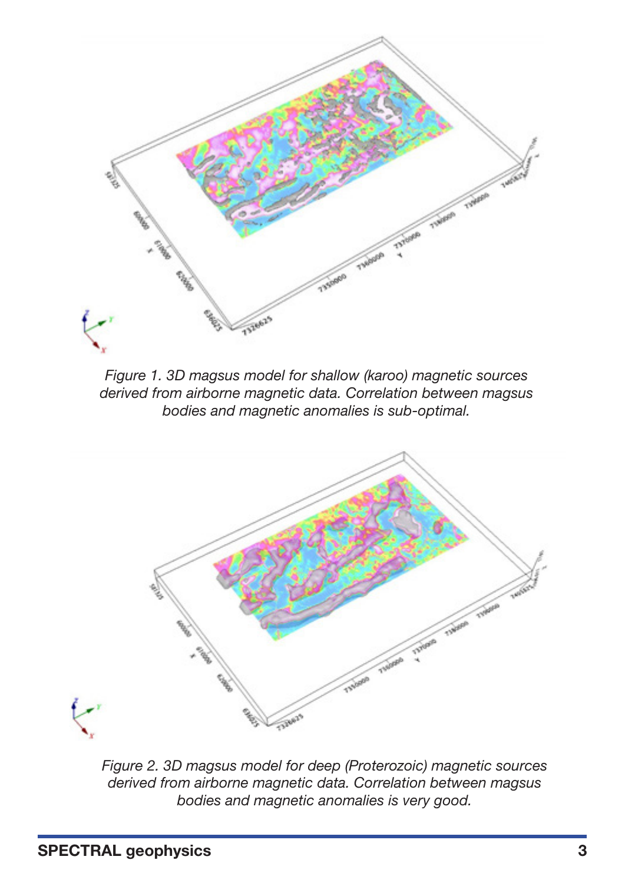*Figure 1. 3D magsus model for shallow (karoo) magnetic sources derived from airborne magnetic data. Correlation between magsus bodies and magnetic anomalies is sub-optimal.*

*Figure 2. 3D magsus model for deep (Proterozoic) magnetic sources derived from airborne magnetic data. Correlation between magsus bodies and magnetic anomalies is very good.*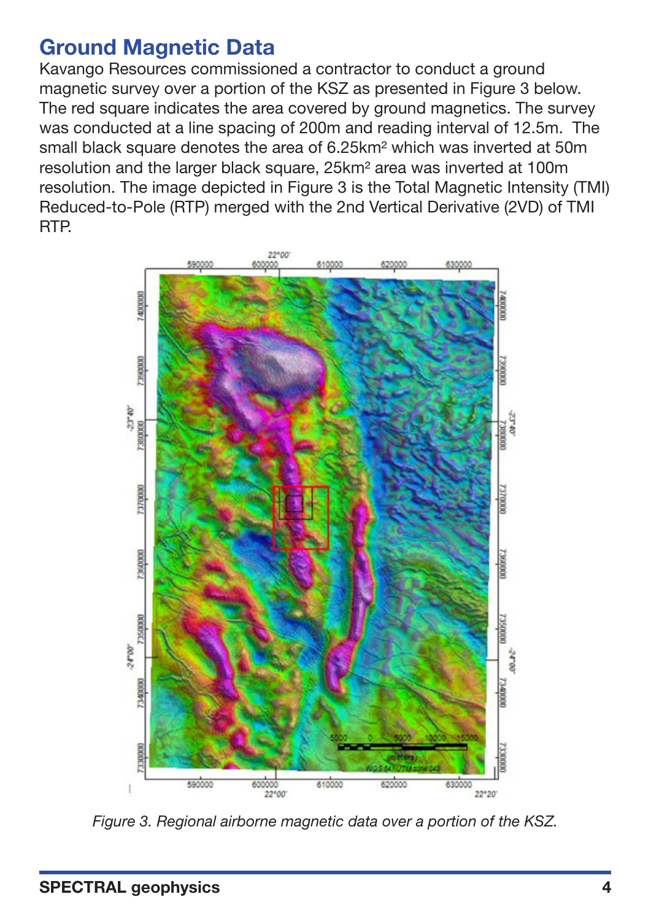## Ground Magnetic Data

Kavango Resources commissioned a contractor to conduct a ground magnetic survey over a portion of the KSZ as presented in Figure 3 below. The red square indicates the area covered by ground magnetics. The survey was conducted at a line spacing of 200m and reading interval of 12.5m. The small black square denotes the area of 6.25km² which was inverted at 50m resolution and the larger black square, 25km² area was inverted at 100m resolution. The image depicted in Figure 3 is the Total Magnetic Intensity (TMI) Reduced-to-Pole (RTP) merged with the 2nd Vertical Derivative (2VD) of TMI RTP.

*Figure 3. Regional airborne magnetic data over a portion of the KSZ.*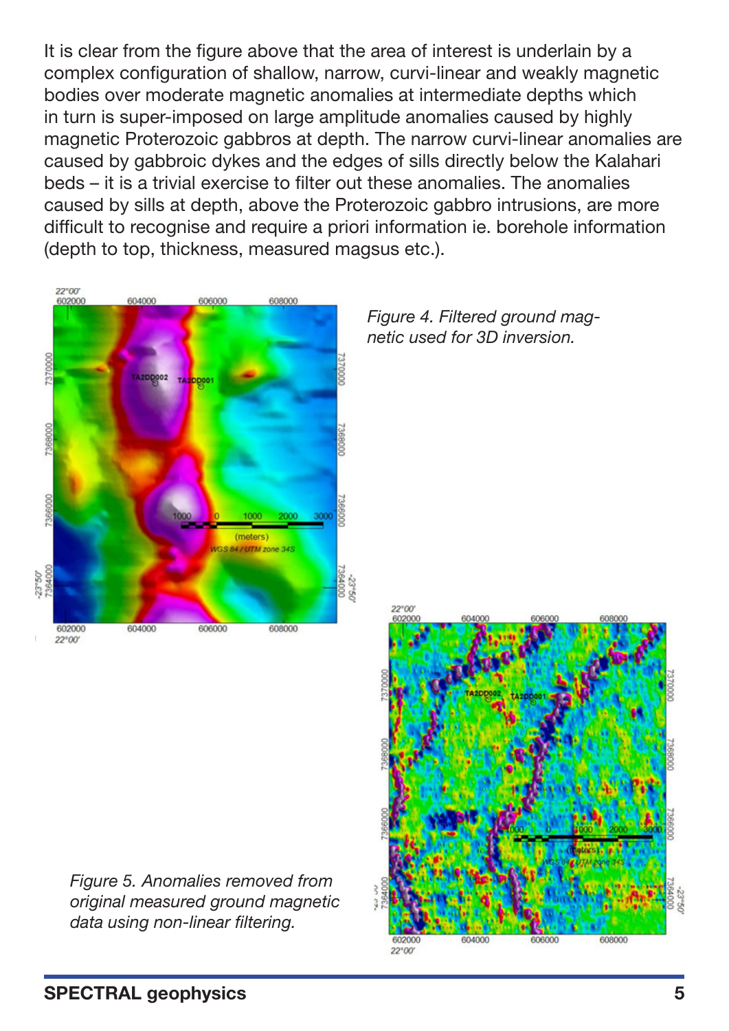It is clear from the figure above that the area of interest is underlain by a complex configuration of shallow, narrow, curvi-linear and weakly magnetic bodies over moderate magnetic anomalies at intermediate depths which in turn is super-imposed on large amplitude anomalies caused by highly magnetic Proterozoic gabbros at depth. The narrow curvi-linear anomalies are caused by gabbroic dykes and the edges of sills directly below the Kalahari beds – it is a trivial exercise to filter out these anomalies. The anomalies caused by sills at depth, above the Proterozoic gabbro intrusions, are more difficult to recognise and require a priori information ie. borehole information (depth to top, thickness, measured magsus etc.).

*Figure 4. Filtered ground magnetic used for 3D inversion.*

*Figure 5. Anomalies removed from original measured ground magnetic data using non-linear filtering.*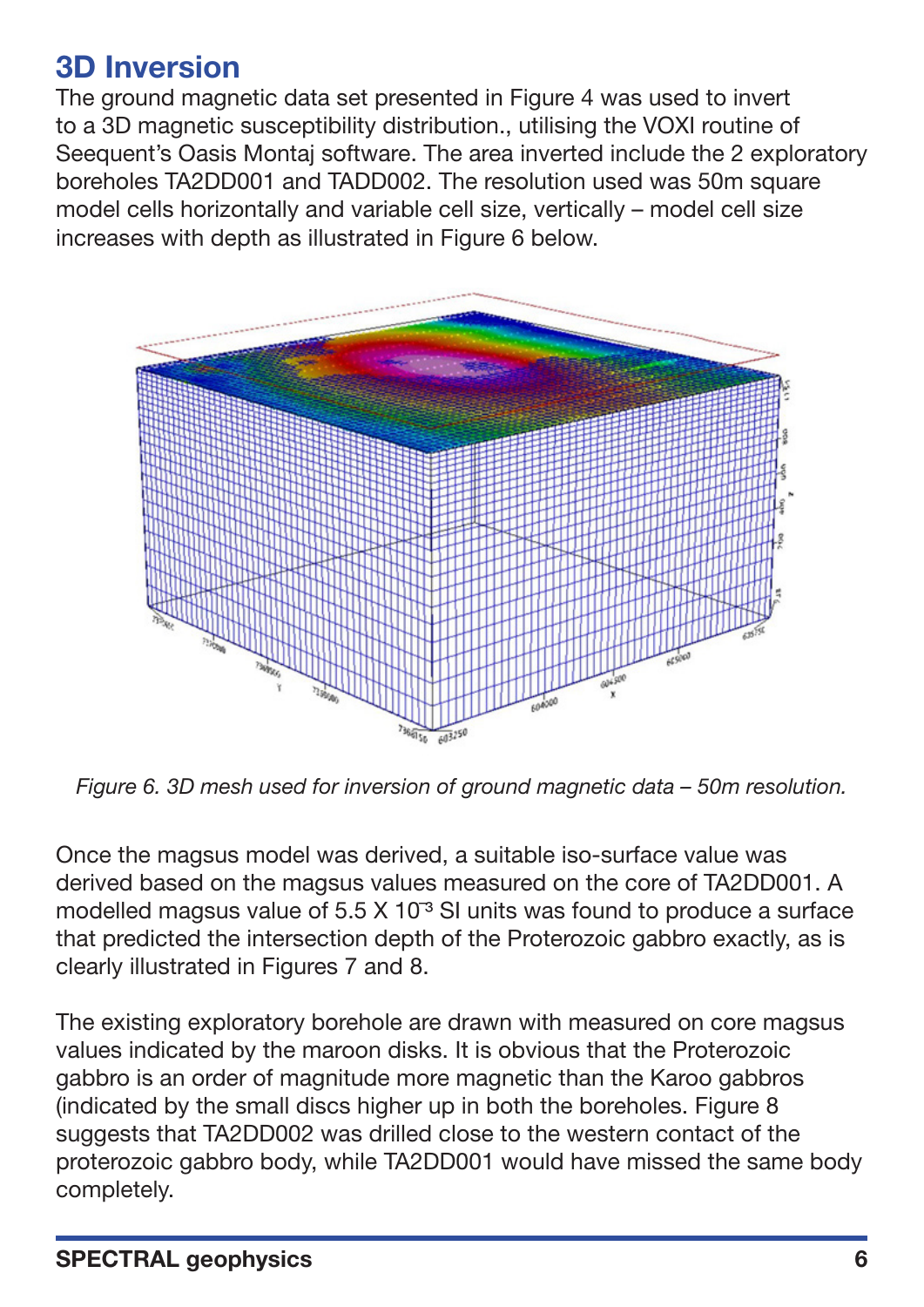## 3D Inversion

The ground magnetic data set presented in Figure 4 was used to invert to a 3D magnetic susceptibility distribution., utilising the VOXI routine of Seequent's Oasis Montaj software. The area inverted include the 2 exploratory boreholes TA2DD001 and TADD002. The resolution used was 50m square model cells horizontally and variable cell size, vertically – model cell size increases with depth as illustrated in Figure 6 below.

*Figure 6. 3D mesh used for inversion of ground magnetic data – 50m resolution.*

Once the magsus model was derived, a suitable iso-surface value was derived based on the magsus values measured on the core of TA2DD001. A modelled magsus value of 5.5 X $10^{-3}$ SI units was found to produce a surface that predicted the intersection depth of the Proterozoic gabbro exactly, as is clearly illustrated in Figures 7 and 8.

The existing exploratory borehole are drawn with measured on core magsus values indicated by the maroon disks. It is obvious that the Proterozoic gabbro is an order of magnitude more magnetic than the Karoo gabbros (indicated by the small discs higher up in both the boreholes. Figure 8 suggests that TA2DD002 was drilled close to the western contact of the proterozoic gabbro body, while TA2DD001 would have missed the same body completely.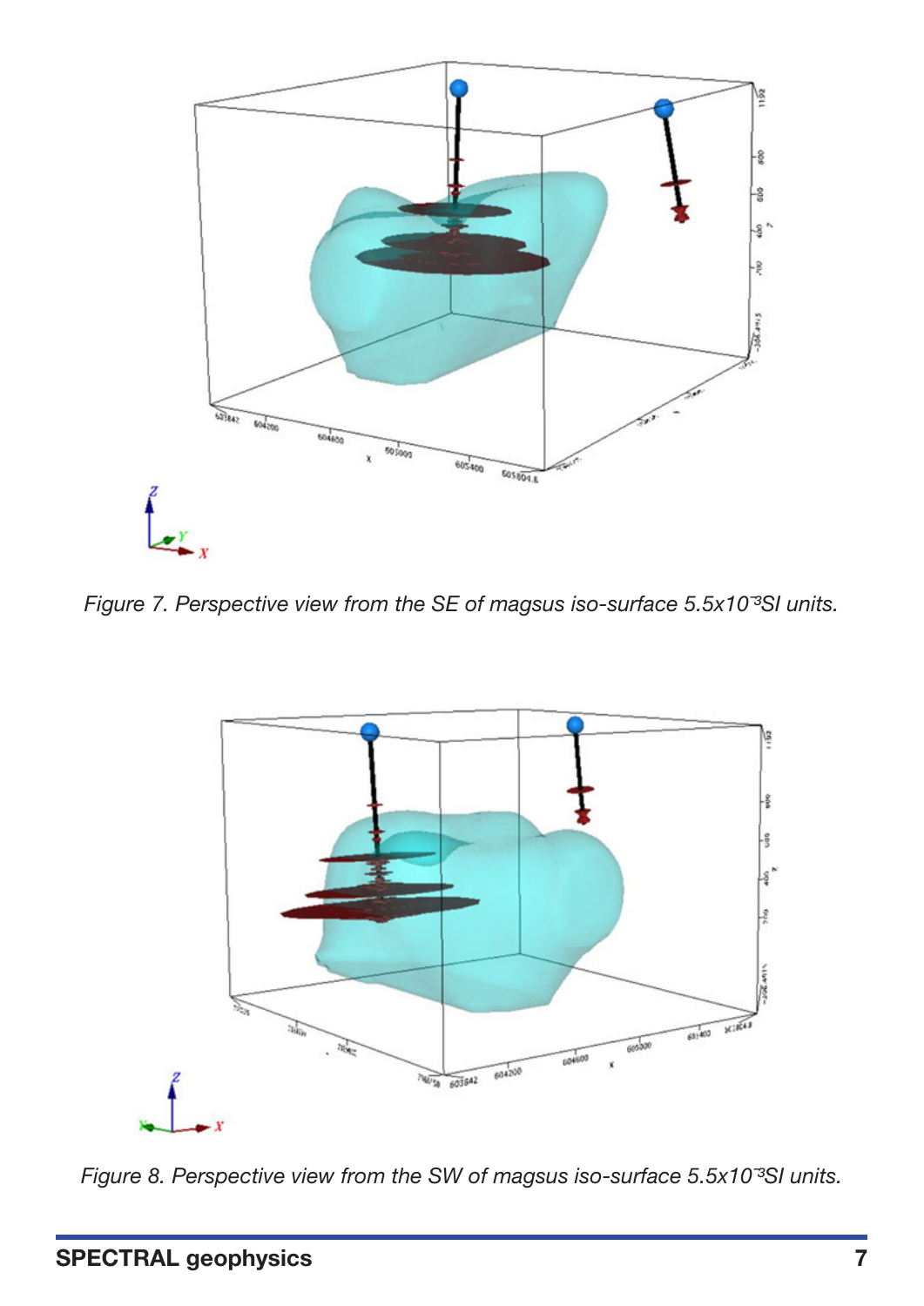Figure 7. Perspective view from the SE of magsus iso-surface $5.5 \times 10^{-3}$SI units.

Figure 8. Perspective view from the SW of magsus iso-surface $5.5 \times 10^{-3}$SI units.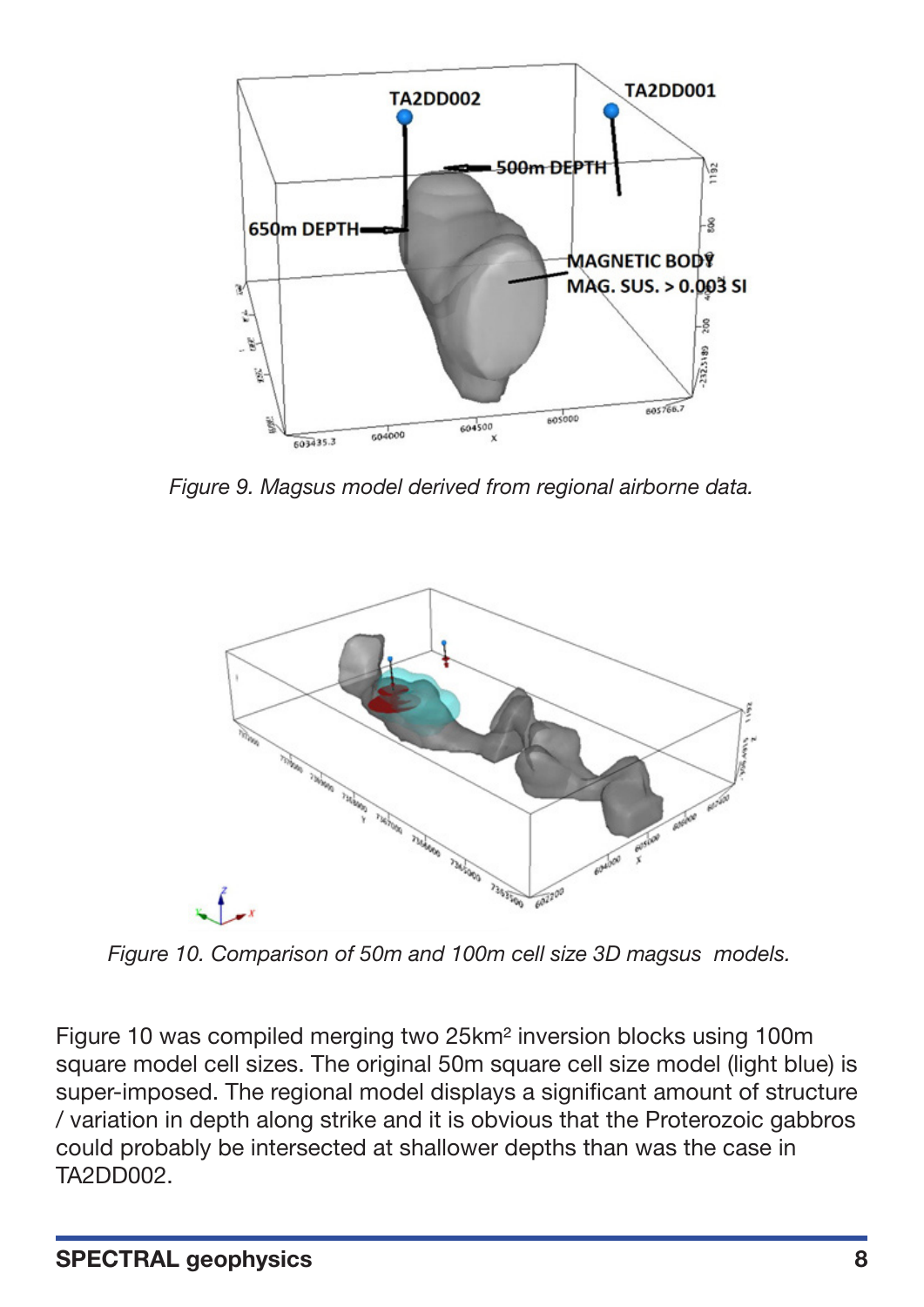*Figure 9. Magsus model derived from regional airborne data.*

*Figure 10. Comparison of 50m and 100m cell size 3D magsus models.*

Figure 10 was compiled merging two 25km² inversion blocks using 100m square model cell sizes. The original 50m square cell size model (light blue) is super-imposed. The regional model displays a significant amount of structure / variation in depth along strike and it is obvious that the Proterozoic gabbros could probably be intersected at shallower depths than was the case in TA2DD002.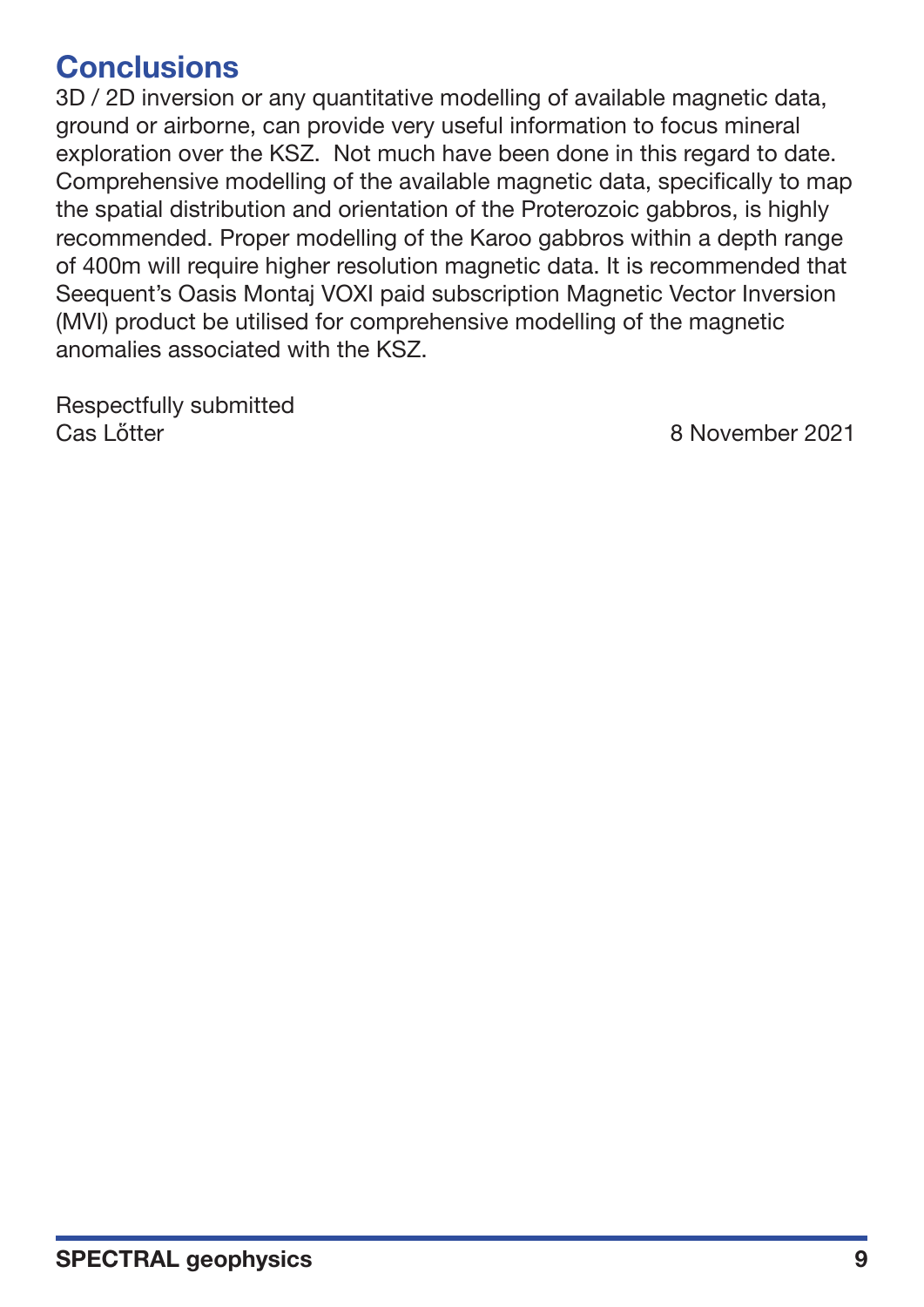## Conclusions

3D / 2D inversion or any quantitative modelling of available magnetic data, ground or airborne, can provide very useful information to focus mineral exploration over the KSZ. Not much have been done in this regard to date. Comprehensive modelling of the available magnetic data, specifically to map the spatial distribution and orientation of the Proterozoic gabbros, is highly recommended. Proper modelling of the Karoo gabbros within a depth range of 400m will require higher resolution magnetic data. It is recommended that Seequent's Oasis Montaj VOXI paid subscription Magnetic Vector Inversion (MVI) product be utilised for comprehensive modelling of the magnetic anomalies associated with the KSZ.

Respectfully submitted
Cas Lőtter

8 November 2021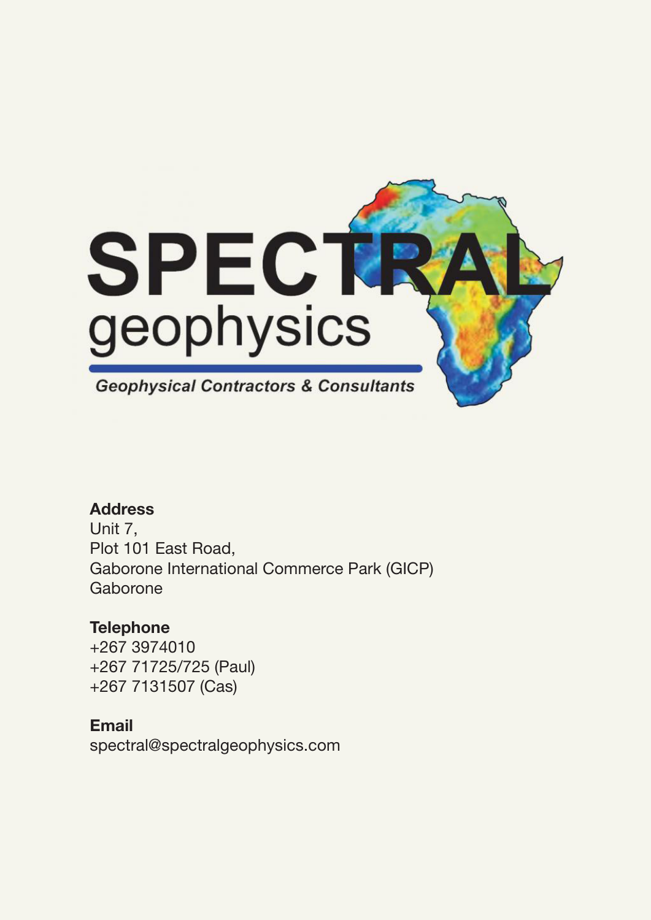SPECTRAL
geophysics

*Geophysical Contractors & Consultants*

**Address**
Unit 7,
Plot 101 East Road,
Gaborone International Commerce Park (GICP)
Gaborone

**Telephone**
+267 3974010
+267 71725/725 (Paul)
+267 7131507 (Cas)

**Email**
spectral@spectralgeophysics.com